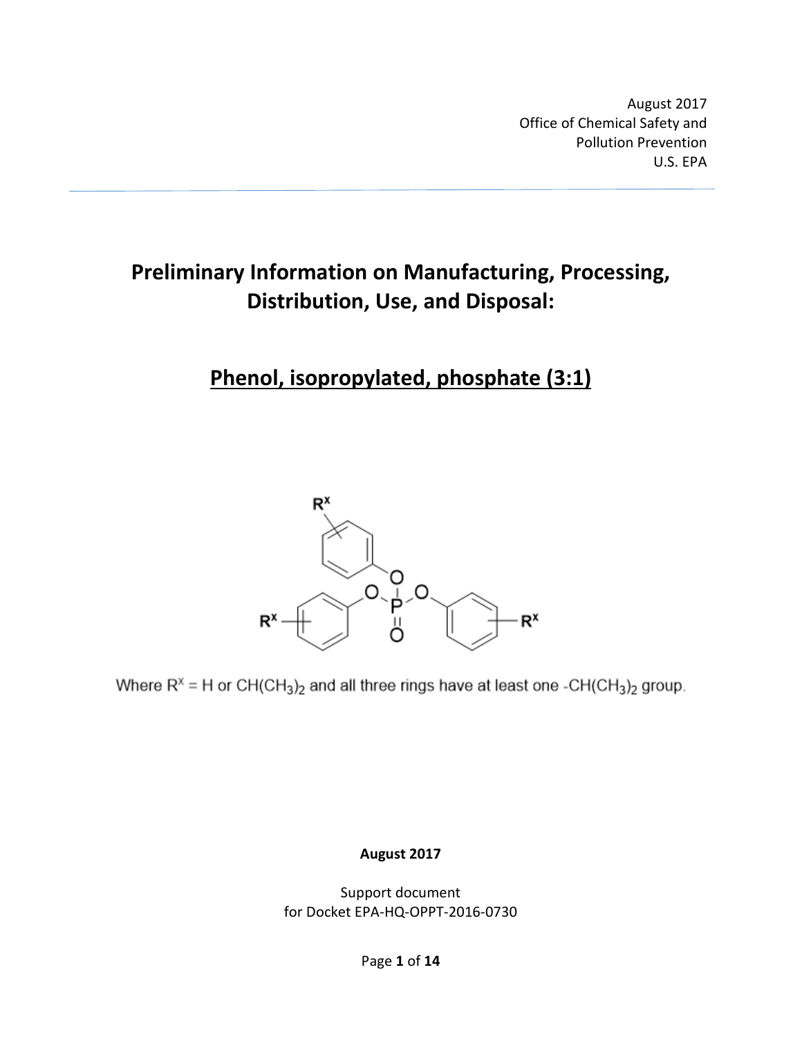August 2017
Office of Chemical Safety and
Pollution Prevention
U.S. EPA

# Preliminary Information on Manufacturing, Processing, Distribution, Use, and Disposal:

## Phenol, isopropylated, phosphate (3:1)

Where $R^X$ = H or $CH(CH_3)_2$ and all three rings have at least one $-CH(CH_3)_2$ group.

**August 2017**

Support document
for Docket EPA-HQ-OPPT-2016-0730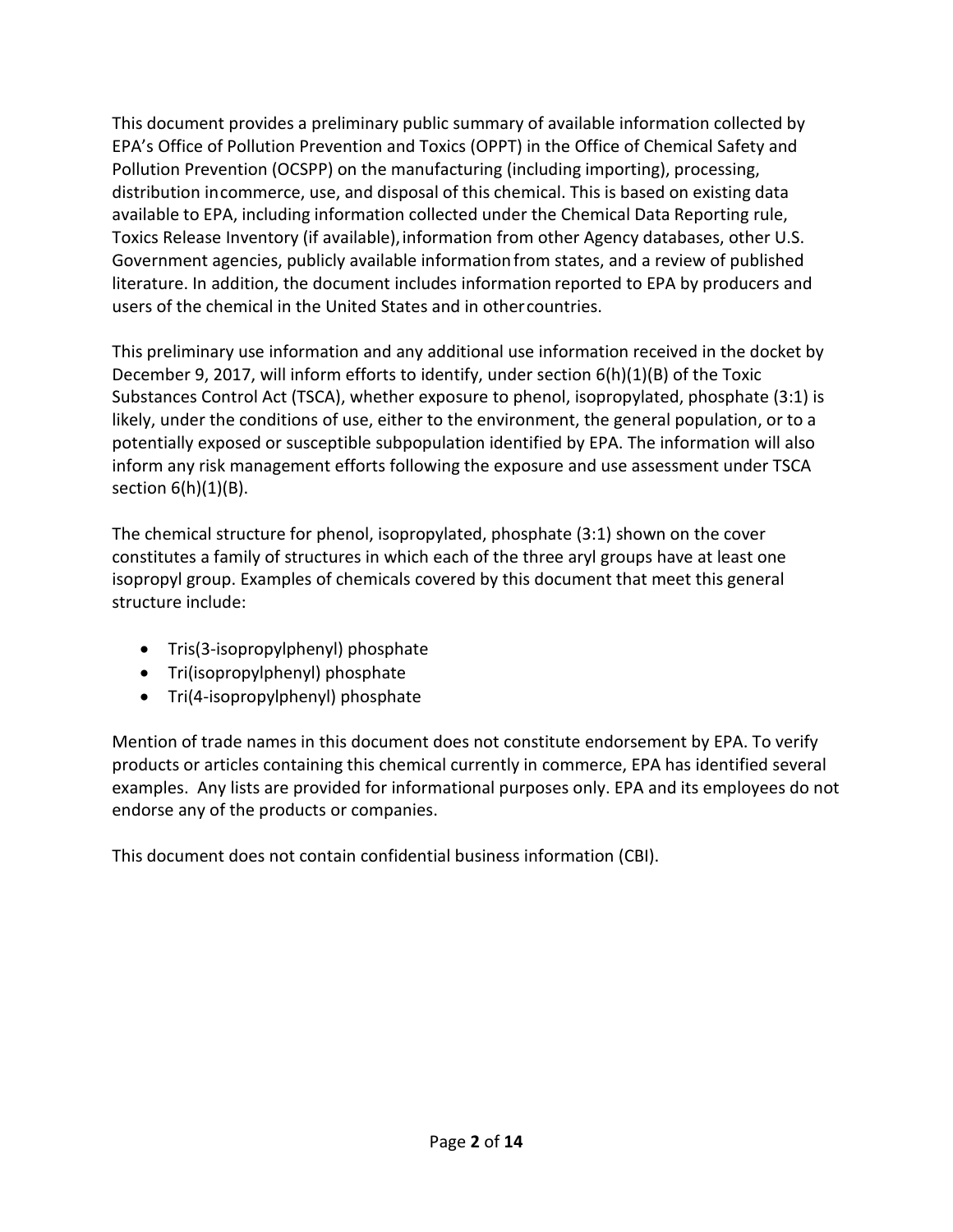This document provides a preliminary public summary of available information collected by EPA's Office of Pollution Prevention and Toxics (OPPT) in the Office of Chemical Safety and Pollution Prevention (OCSPP) on the manufacturing (including importing), processing, distribution in commerce, use, and disposal of this chemical. This is based on existing data available to EPA, including information collected under the Chemical Data Reporting rule, Toxics Release Inventory (if available), information from other Agency databases, other U.S. Government agencies, publicly available information from states, and a review of published literature. In addition, the document includes information reported to EPA by producers and users of the chemical in the United States and in other countries.

This preliminary use information and any additional use information received in the docket by December 9, 2017, will inform efforts to identify, under section 6(h)(1)(B) of the Toxic Substances Control Act (TSCA), whether exposure to phenol, isopropylated, phosphate (3:1) is likely, under the conditions of use, either to the environment, the general population, or to a potentially exposed or susceptible subpopulation identified by EPA. The information will also inform any risk management efforts following the exposure and use assessment under TSCA section 6(h)(1)(B).

The chemical structure for phenol, isopropylated, phosphate (3:1) shown on the cover constitutes a family of structures in which each of the three aryl groups have at least one isopropyl group. Examples of chemicals covered by this document that meet this general structure include:

- Tris(3-isopropylphenyl) phosphate
- Tri(isopropylphenyl) phosphate
- Tri(4-isopropylphenyl) phosphate

Mention of trade names in this document does not constitute endorsement by EPA. To verify products or articles containing this chemical currently in commerce, EPA has identified several examples. Any lists are provided for informational purposes only. EPA and its employees do not endorse any of the products or companies.

This document does not contain confidential business information (CBI).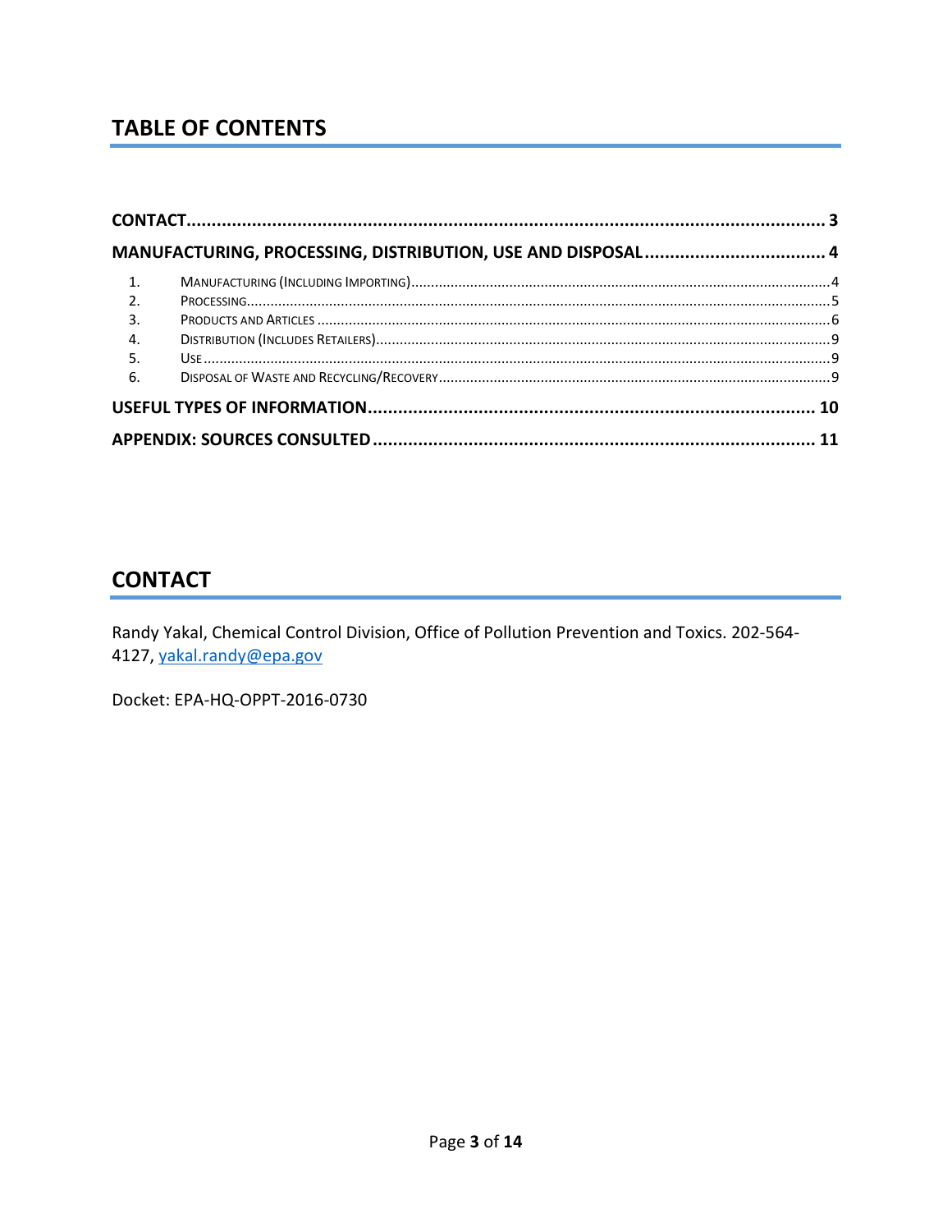## TABLE OF CONTENTS

**CONTACT** .......... 3

**MANUFACTURING, PROCESSING, DISTRIBUTION, USE AND DISPOSAL** .......... 4

1. Manufacturing (Including Importing) .......... 4
2. Processing .......... 5
3. Products and Articles .......... 6
4. Distribution (Includes Retailers) .......... 9
5. Use .......... 9
6. Disposal of Waste and Recycling/Recovery .......... 9

**USEFUL TYPES OF INFORMATION** .......... 10

**APPENDIX: SOURCES CONSULTED** .......... 11

## CONTACT

Randy Yakal, Chemical Control Division, Office of Pollution Prevention and Toxics. 202-564-4127, yakal.randy@epa.gov

Docket: EPA-HQ-OPPT-2016-0730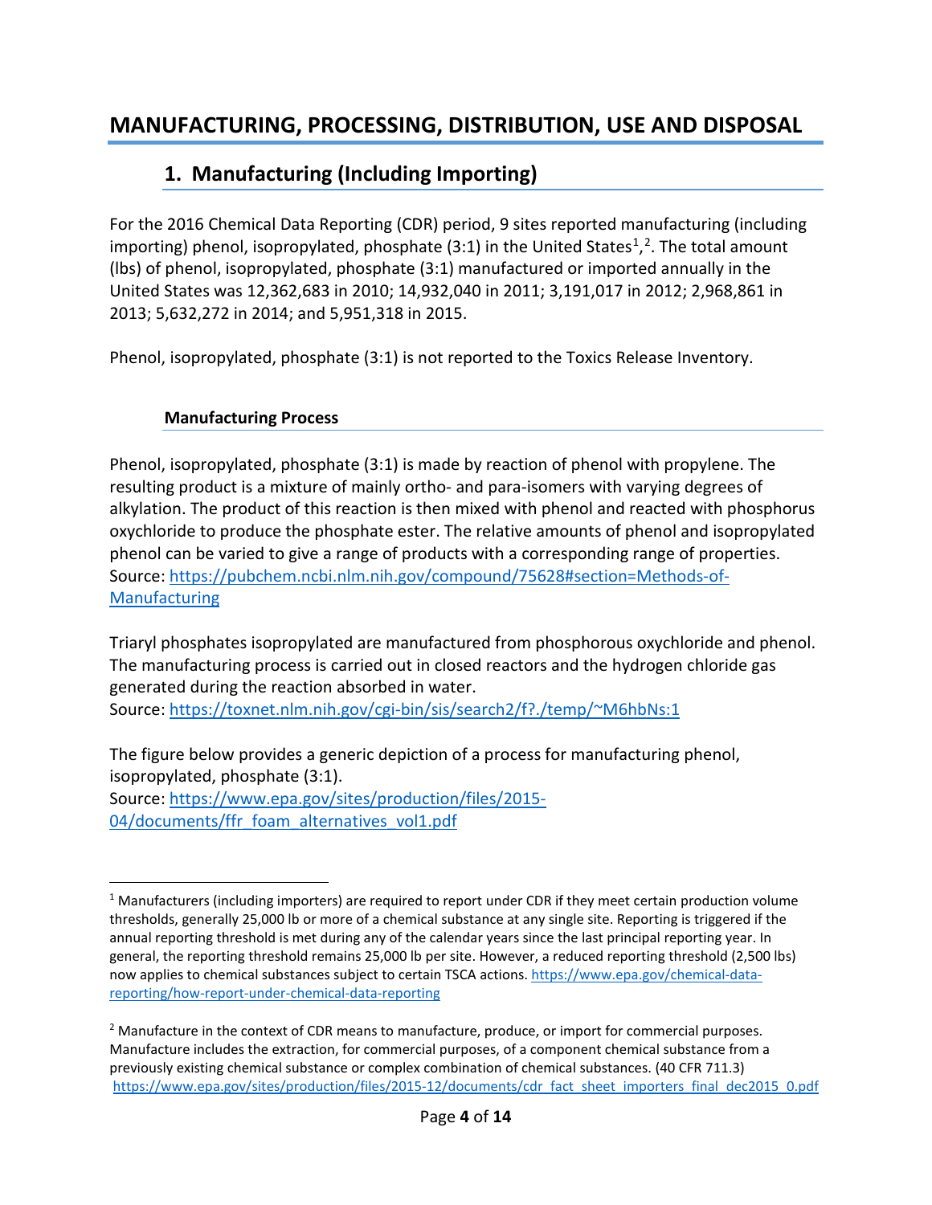# MANUFACTURING, PROCESSING, DISTRIBUTION, USE AND DISPOSAL

## 1. Manufacturing (Including Importing)

For the 2016 Chemical Data Reporting (CDR) period, 9 sites reported manufacturing (including importing) phenol, isopropylated, phosphate (3:1) in the United States[1],[2]. The total amount (lbs) of phenol, isopropylated, phosphate (3:1) manufactured or imported annually in the United States was 12,362,683 in 2010; 14,932,040 in 2011; 3,191,017 in 2012; 2,968,861 in 2013; 5,632,272 in 2014; and 5,951,318 in 2015.

Phenol, isopropylated, phosphate (3:1) is not reported to the Toxics Release Inventory.

### Manufacturing Process

Phenol, isopropylated, phosphate (3:1) is made by reaction of phenol with propylene. The resulting product is a mixture of mainly ortho- and para-isomers with varying degrees of alkylation. The product of this reaction is then mixed with phenol and reacted with phosphorus oxychloride to produce the phosphate ester. The relative amounts of phenol and isopropylated phenol can be varied to give a range of products with a corresponding range of properties.
Source: https://pubchem.ncbi.nlm.nih.gov/compound/75628#section=Methods-of-Manufacturing

Triaryl phosphates isopropylated are manufactured from phosphorous oxychloride and phenol. The manufacturing process is carried out in closed reactors and the hydrogen chloride gas generated during the reaction absorbed in water.
Source: https://toxnet.nlm.nih.gov/cgi-bin/sis/search2/f?./temp/~M6hbNs:1

The figure below provides a generic depiction of a process for manufacturing phenol, isopropylated, phosphate (3:1).
Source: https://www.epa.gov/sites/production/files/2015-04/documents/ffr_foam_alternatives_vol1.pdf

---

[1] Manufacturers (including importers) are required to report under CDR if they meet certain production volume thresholds, generally 25,000 lb or more of a chemical substance at any single site. Reporting is triggered if the annual reporting threshold is met during any of the calendar years since the last principal reporting year. In general, the reporting threshold remains 25,000 lb per site. However, a reduced reporting threshold (2,500 lbs) now applies to chemical substances subject to certain TSCA actions. https://www.epa.gov/chemical-data-reporting/how-report-under-chemical-data-reporting

[2] Manufacture in the context of CDR means to manufacture, produce, or import for commercial purposes. Manufacture includes the extraction, for commercial purposes, of a component chemical substance from a previously existing chemical substance or complex combination of chemical substances. (40 CFR 711.3) https://www.epa.gov/sites/production/files/2015-12/documents/cdr_fact_sheet_importers_final_dec2015_0.pdf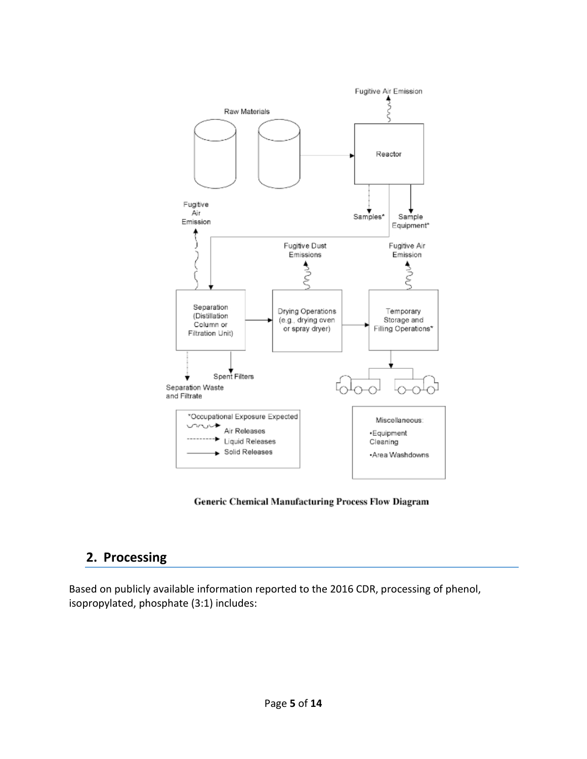Fugitive Air Emission

Raw Materials

Reactor

Samples*

Sample Equipment*

Fugitive Air Emission

Fugitive Dust Emissions

Fugitive Air Emission

Separation (Distillation Column or Filtration Unit)

Drying Operations (e.g., drying oven or spray dryer)

Temporary Storage and Filling Operations*

Separation Waste and Filtrate

Spent Filters

*Occupational Exposure Expected

Air Releases

Liquid Releases

Solid Releases

Miscellaneous:

- Equipment Cleaning
- Area Washdowns

**Generic Chemical Manufacturing Process Flow Diagram**

## 2. Processing

Based on publicly available information reported to the 2016 CDR, processing of phenol, isopropylated, phosphate (3:1) includes: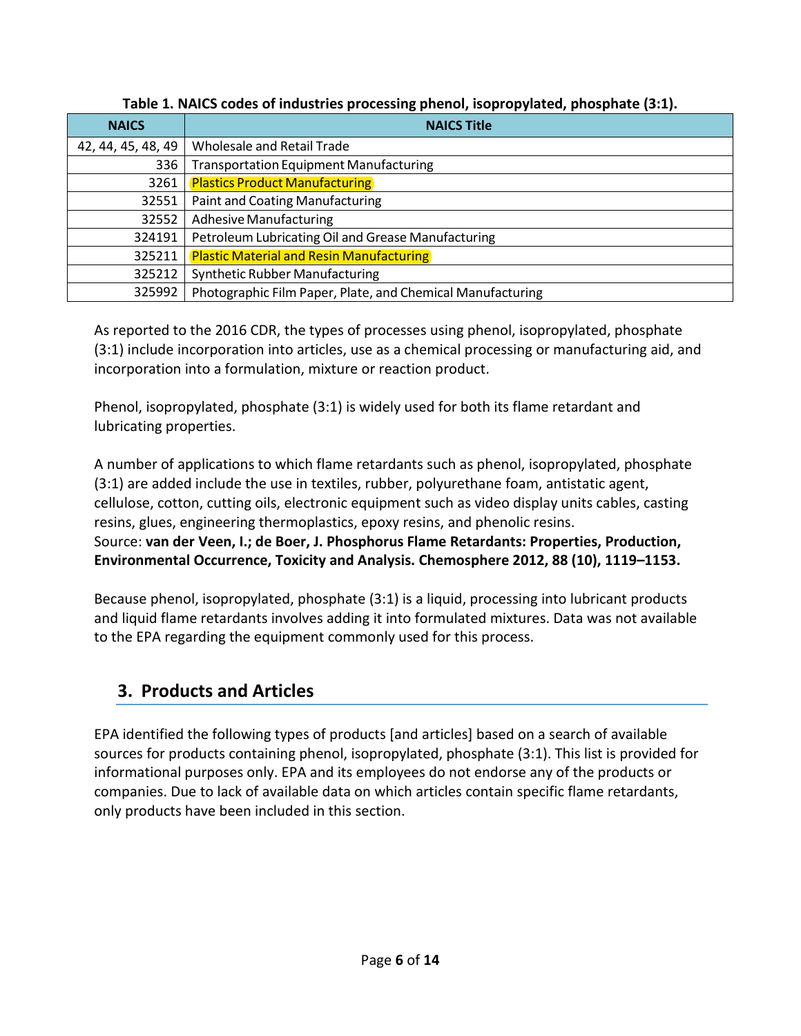**Table 1. NAICS codes of industries processing phenol, isopropylated, phosphate (3:1).**

| NAICS | NAICS Title |
|---|---|
| 42, 44, 45, 48, 49 | Wholesale and Retail Trade |
| 336 | Transportation Equipment Manufacturing |
| 3261 | Plastics Product Manufacturing |
| 32551 | Paint and Coating Manufacturing |
| 32552 | Adhesive Manufacturing |
| 324191 | Petroleum Lubricating Oil and Grease Manufacturing |
| 325211 | Plastic Material and Resin Manufacturing |
| 325212 | Synthetic Rubber Manufacturing |
| 325992 | Photographic Film Paper, Plate, and Chemical Manufacturing |

As reported to the 2016 CDR, the types of processes using phenol, isopropylated, phosphate (3:1) include incorporation into articles, use as a chemical processing or manufacturing aid, and incorporation into a formulation, mixture or reaction product.

Phenol, isopropylated, phosphate (3:1) is widely used for both its flame retardant and lubricating properties.

A number of applications to which flame retardants such as phenol, isopropylated, phosphate (3:1) are added include the use in textiles, rubber, polyurethane foam, antistatic agent, cellulose, cotton, cutting oils, electronic equipment such as video display units cables, casting resins, glues, engineering thermoplastics, epoxy resins, and phenolic resins.
Source: **van der Veen, I.; de Boer, J. Phosphorus Flame Retardants: Properties, Production, Environmental Occurrence, Toxicity and Analysis. Chemosphere 2012, 88 (10), 1119–1153.**

Because phenol, isopropylated, phosphate (3:1) is a liquid, processing into lubricant products and liquid flame retardants involves adding it into formulated mixtures. Data was not available to the EPA regarding the equipment commonly used for this process.

## 3. Products and Articles

EPA identified the following types of products [and articles] based on a search of available sources for products containing phenol, isopropylated, phosphate (3:1). This list is provided for informational purposes only. EPA and its employees do not endorse any of the products or companies. Due to lack of available data on which articles contain specific flame retardants, only products have been included in this section.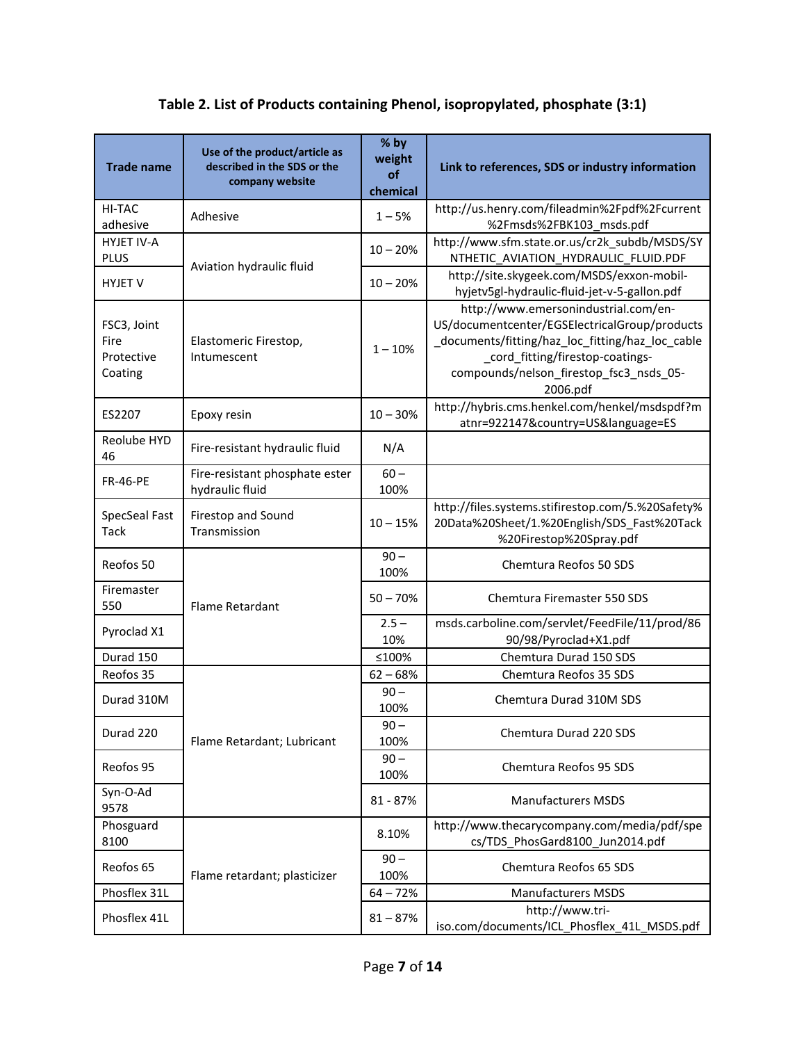**Table 2. List of Products containing Phenol, isopropylated, phosphate (3:1)**

| Trade name | Use of the product/article as described in the SDS or the company website | % by weight of chemical | Link to references, SDS or industry information |
|---|---|---|---|
| HI-TAC adhesive | Adhesive | 1 – 5% | http://us.henry.com/fileadmin%2Fpdf%2Fcurrent%2Fmsds%2FBK103_msds.pdf |
| HYJET IV-A PLUS | Aviation hydraulic fluid | 10 – 20% | http://www.sfm.state.or.us/cr2k_subdb/MSDS/SYNTHETIC_AVIATION_HYDRAULIC_FLUID.PDF |
| HYJET V | | 10 – 20% | http://site.skygeek.com/MSDS/exxon-mobil-hyjetv5gl-hydraulic-fluid-jet-v-5-gallon.pdf |
| FSC3, Joint Fire Protective Coating | Elastomeric Firestop, Intumescent | 1 – 10% | http://www.emersonindustrial.com/en-US/documentcenter/EGSElectricalGroup/products_documents/fitting/haz_loc_fitting/haz_loc_cable_cord_fitting/firestop-coatings-compounds/nelson_firestop_fsc3_nsds_05-2006.pdf |
| ES2207 | Epoxy resin | 10 – 30% | http://hybris.cms.henkel.com/henkel/msdspdf?matnr=922147&country=US&language=ES |
| Reolube HYD 46 | Fire-resistant hydraulic fluid | N/A | |
| FR-46-PE | Fire-resistant phosphate ester hydraulic fluid | 60 – 100% | |
| SpecSeal Fast Tack | Firestop and Sound Transmission | 10 – 15% | http://files.systems.stifirestop.com/5.%20Safety%20Data%20Sheet/1.%20English/SDS_Fast%20Tack%20Firestop%20Spray.pdf |
| Reofos 50 | Flame Retardant | 90 – 100% | Chemtura Reofos 50 SDS |
| Firemaster 550 | | 50 – 70% | Chemtura Firemaster 550 SDS |
| Pyroclad X1 | | 2.5 – 10% | msds.carboline.com/servlet/FeedFile/11/prod/8690/98/Pyroclad+X1.pdf |
| Durad 150 | | ≤100% | Chemtura Durad 150 SDS |
| Reofos 35 | Flame Retardant; Lubricant | 62 – 68% | Chemtura Reofos 35 SDS |
| Durad 310M | | 90 – 100% | Chemtura Durad 310M SDS |
| Durad 220 | | 90 – 100% | Chemtura Durad 220 SDS |
| Reofos 95 | | 90 – 100% | Chemtura Reofos 95 SDS |
| Syn-O-Ad 9578 | | 81 - 87% | Manufacturers MSDS |
| Phosguard 8100 | Flame retardant; plasticizer | 8.10% | http://www.thecarycompany.com/media/pdf/specs/TDS_PhosGard8100_Jun2014.pdf |
| Reofos 65 | | 90 – 100% | Chemtura Reofos 65 SDS |
| Phosflex 31L | | 64 – 72% | Manufacturers MSDS |
| Phosflex 41L | | 81 – 87% | http://www.tri-iso.com/documents/ICL_Phosflex_41L_MSDS.pdf |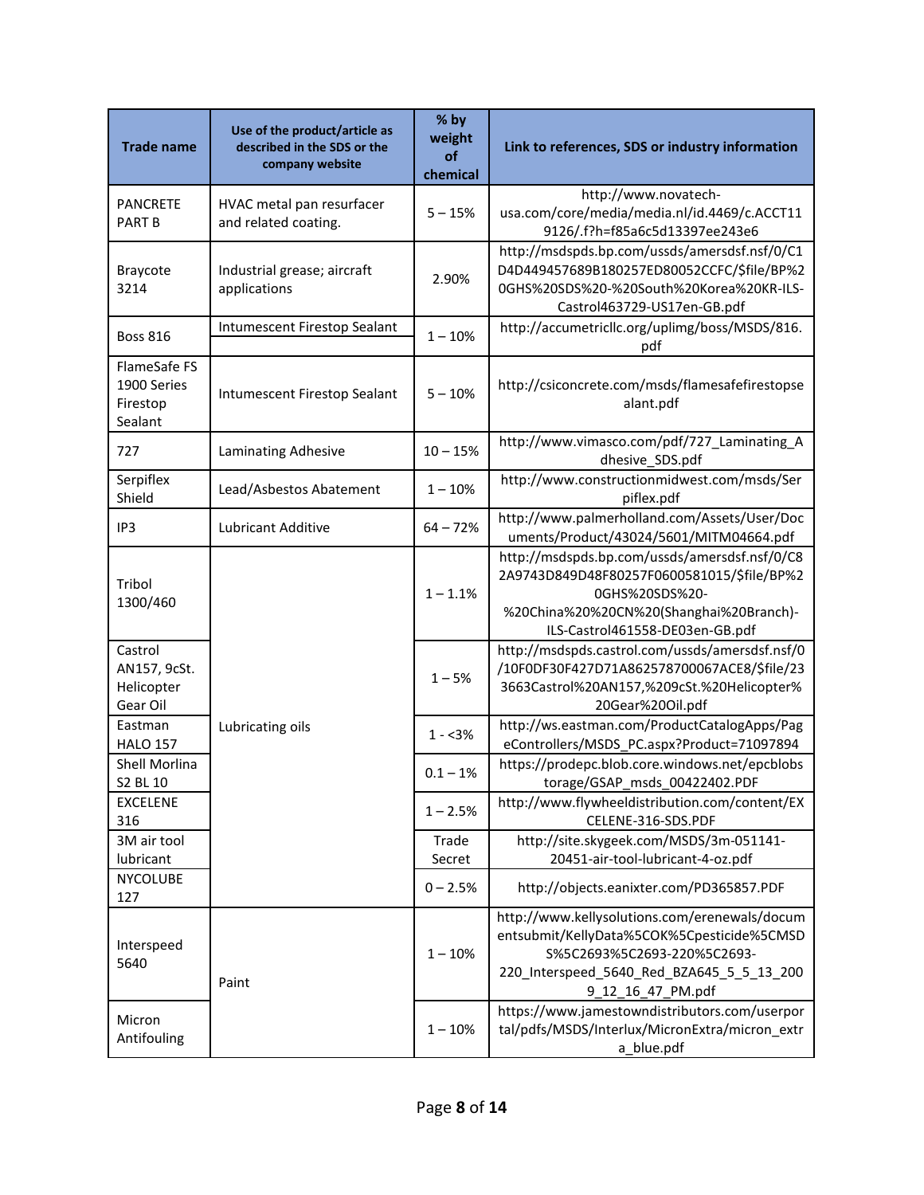| Trade name | Use of the product/article as described in the SDS or the company website | % by weight of chemical | Link to references, SDS or industry information |
|---|---|---|---|
| PANCRETE PART B | HVAC metal pan resurfacer and related coating. | 5 – 15% | http://www.novatech-usa.com/core/media/media.nl/id.4469/c.ACCT119126/.f?h=f85a6c5d13397ee243e6 |
| Braycote 3214 | Industrial grease; aircraft applications | 2.90% | http://msdspds.bp.com/ussds/amersdsf.nsf/0/C1D4D449457689B180257ED80052CCFC/$file/BP%20GHS%20SDS%20-%20South%20Korea%20KR-ILS-Castrol463729-US17en-GB.pdf |
| Boss 816 | Intumescent Firestop Sealant | 1 – 10% | http://accumetricllc.org/uplimg/boss/MSDS/816.pdf |
| FlameSafe FS 1900 Series Firestop Sealant | Intumescent Firestop Sealant | 5 – 10% | http://csiconcrete.com/msds/flamesafefirestopsealant.pdf |
| 727 | Laminating Adhesive | 10 – 15% | http://www.vimasco.com/pdf/727_Laminating_Adhesive_SDS.pdf |
| Serpiflex Shield | Lead/Asbestos Abatement | 1 – 10% | http://www.constructionmidwest.com/msds/Serpiflex.pdf |
| IP3 | Lubricant Additive | 64 – 72% | http://www.palmerholland.com/Assets/User/Documents/Product/43024/5601/MITM04664.pdf |
| Tribol 1300/460 | Lubricating oils | 1 – 1.1% | http://msdspds.bp.com/ussds/amersdsf.nsf/0/C82A9743D849D48F80257F0600581015/$file/BP%20GHS%20SDS%20-%20China%20%20CN%20(Shanghai%20Branch)-ILS-Castrol461558-DE03en-GB.pdf |
| Castrol AN157, 9cSt. Helicopter Gear Oil | Lubricating oils | 1 – 5% | http://msdspds.castrol.com/ussds/amersdsf.nsf/0/10F0DF30F427D71A862578700067ACE8/$file/233663Castrol%20AN157,%209cSt.%20Helicopter%20Gear%20Oil.pdf |
| Eastman HALO 157 | Lubricating oils | 1 - <3% | http://ws.eastman.com/ProductCatalogApps/PageControllers/MSDS_PC.aspx?Product=71097894 |
| Shell Morlina S2 BL 10 | Lubricating oils | 0.1 – 1% | https://prodepc.blob.core.windows.net/epcblobstorage/GSAP_msds_00422402.PDF |
| EXCELENE 316 | Lubricating oils | 1 – 2.5% | http://www.flywheeldistribution.com/content/EXCELENE-316-SDS.PDF |
| 3M air tool lubricant | Lubricating oils | Trade Secret | http://site.skygeek.com/MSDS/3m-051141-20451-air-tool-lubricant-4-oz.pdf |
| NYCOLUBE 127 | Lubricating oils | 0 – 2.5% | http://objects.eanixter.com/PD365857.PDF |
| Interspeed 5640 | Paint | 1 – 10% | http://www.kellysolutions.com/erenewals/documentsubmit/KellyData%5COK%5Cpesticide%5CMSDS%5C2693%5C2693-220%5C2693-220_Interspeed_5640_Red_BZA645_5_5_13_2009_12_16_47_PM.pdf |
| Micron Antifouling | Paint | 1 – 10% | https://www.jamestowndistributors.com/userportal/pdfs/MSDS/Interlux/MicronExtra/micron_extra_blue.pdf |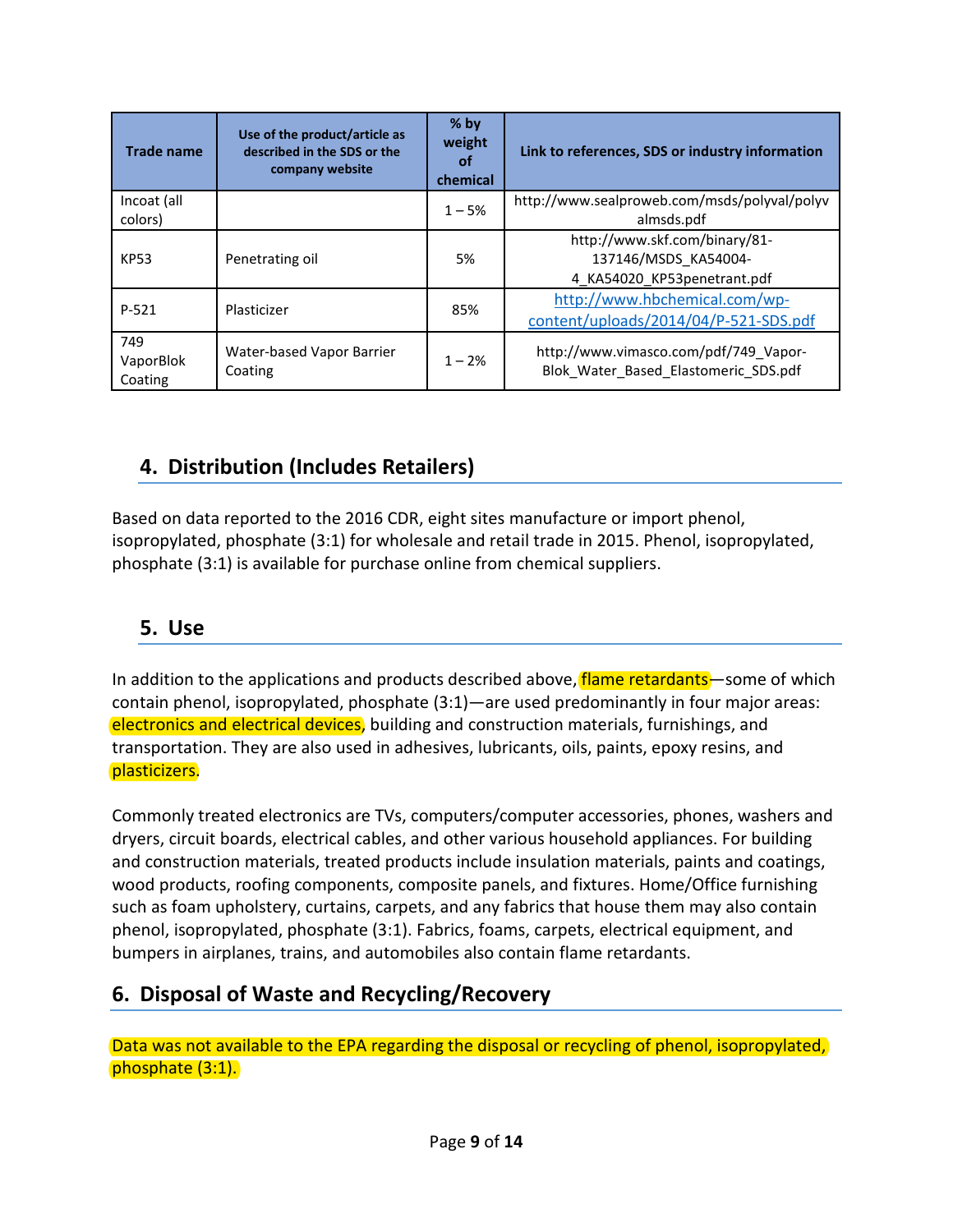| Trade name | Use of the product/article as described in the SDS or the company website | % by weight of chemical | Link to references, SDS or industry information |
|---|---|---|---|
| Incoat (all colors) | | 1 – 5% | http://www.sealproweb.com/msds/polyval/polyvalmsds.pdf |
| KP53 | Penetrating oil | 5% | http://www.skf.com/binary/81-137146/MSDS_KA54004-4_KA54020_KP53penetrant.pdf |
| P-521 | Plasticizer | 85% | http://www.hbchemical.com/wp-content/uploads/2014/04/P-521-SDS.pdf |
| 749 VaporBlok Coating | Water-based Vapor Barrier Coating | 1 – 2% | http://www.vimasco.com/pdf/749_Vapor-Blok_Water_Based_Elastomeric_SDS.pdf |

## 4. Distribution (Includes Retailers)

Based on data reported to the 2016 CDR, eight sites manufacture or import phenol, isopropylated, phosphate (3:1) for wholesale and retail trade in 2015. Phenol, isopropylated, phosphate (3:1) is available for purchase online from chemical suppliers.

## 5. Use

In addition to the applications and products described above, flame retardants—some of which contain phenol, isopropylated, phosphate (3:1)—are used predominantly in four major areas: electronics and electrical devices, building and construction materials, furnishings, and transportation. They are also used in adhesives, lubricants, oils, paints, epoxy resins, and plasticizers.

Commonly treated electronics are TVs, computers/computer accessories, phones, washers and dryers, circuit boards, electrical cables, and other various household appliances. For building and construction materials, treated products include insulation materials, paints and coatings, wood products, roofing components, composite panels, and fixtures. Home/Office furnishing such as foam upholstery, curtains, carpets, and any fabrics that house them may also contain phenol, isopropylated, phosphate (3:1). Fabrics, foams, carpets, electrical equipment, and bumpers in airplanes, trains, and automobiles also contain flame retardants.

## 6. Disposal of Waste and Recycling/Recovery

Data was not available to the EPA regarding the disposal or recycling of phenol, isopropylated, phosphate (3:1).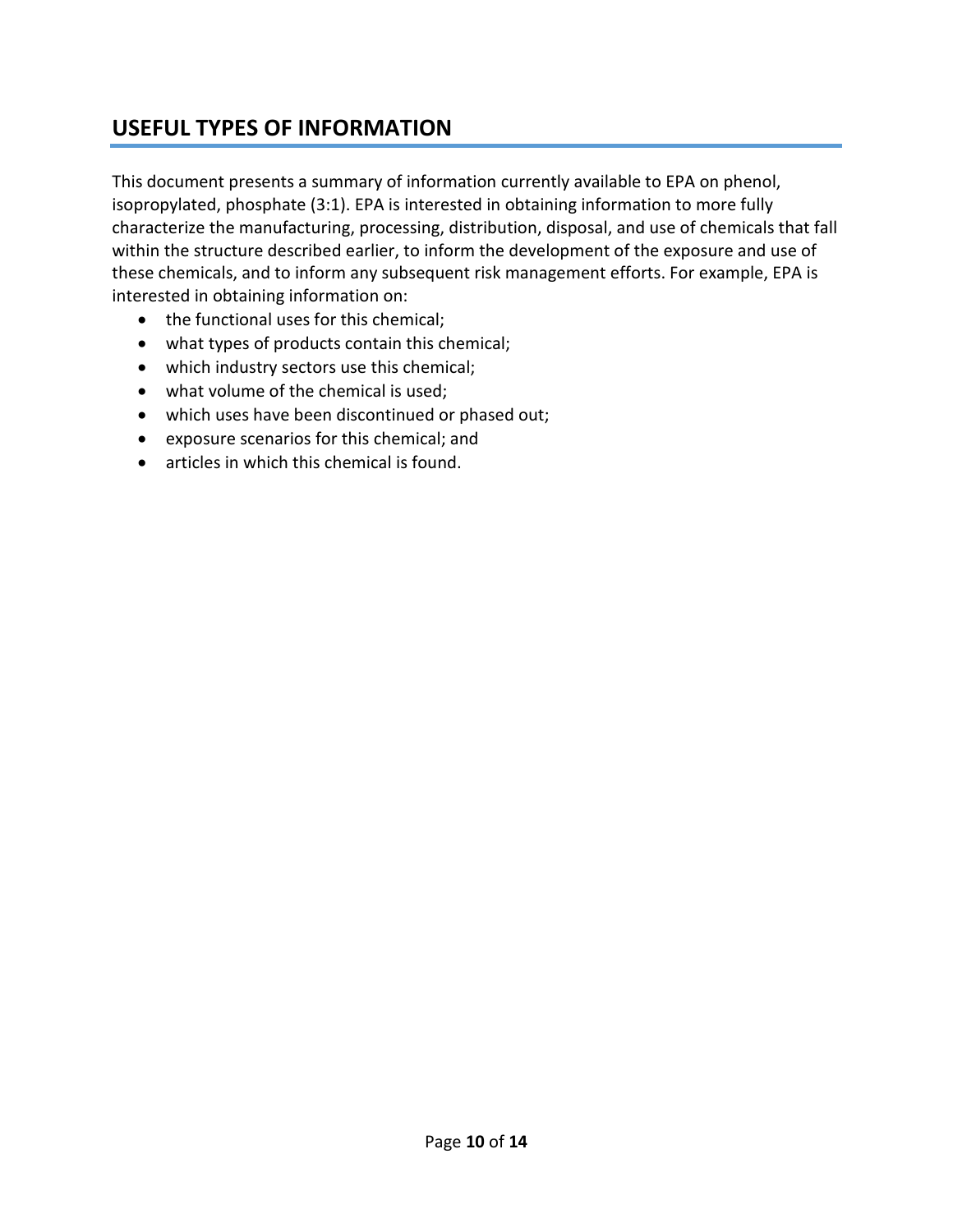## USEFUL TYPES OF INFORMATION

This document presents a summary of information currently available to EPA on phenol, isopropylated, phosphate (3:1). EPA is interested in obtaining information to more fully characterize the manufacturing, processing, distribution, disposal, and use of chemicals that fall within the structure described earlier, to inform the development of the exposure and use of these chemicals, and to inform any subsequent risk management efforts. For example, EPA is interested in obtaining information on:

- the functional uses for this chemical;
- what types of products contain this chemical;
- which industry sectors use this chemical;
- what volume of the chemical is used;
- which uses have been discontinued or phased out;
- exposure scenarios for this chemical; and
- articles in which this chemical is found.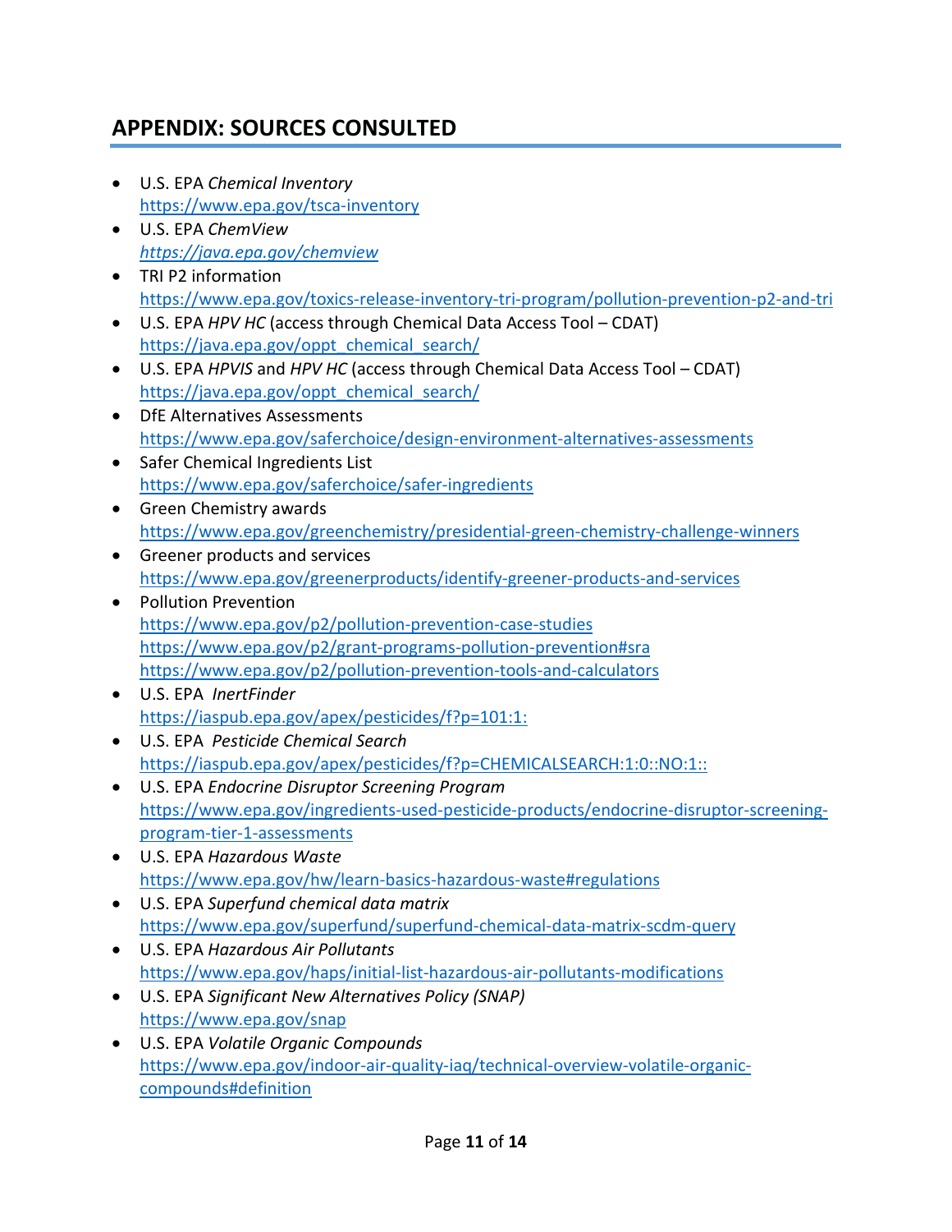## APPENDIX: SOURCES CONSULTED

- U.S. EPA *Chemical Inventory*
  https://www.epa.gov/tsca-inventory
- U.S. EPA *ChemView*
  *https://java.epa.gov/chemview*
- TRI P2 information
  https://www.epa.gov/toxics-release-inventory-tri-program/pollution-prevention-p2-and-tri
- U.S. EPA *HPV HC* (access through Chemical Data Access Tool – CDAT)
  https://java.epa.gov/oppt_chemical_search/
- U.S. EPA *HPVIS* and *HPV HC* (access through Chemical Data Access Tool – CDAT)
  https://java.epa.gov/oppt_chemical_search/
- DfE Alternatives Assessments
  https://www.epa.gov/saferchoice/design-environment-alternatives-assessments
- Safer Chemical Ingredients List
  https://www.epa.gov/saferchoice/safer-ingredients
- Green Chemistry awards
  https://www.epa.gov/greenchemistry/presidential-green-chemistry-challenge-winners
- Greener products and services
  https://www.epa.gov/greenerproducts/identify-greener-products-and-services
- Pollution Prevention
  https://www.epa.gov/p2/pollution-prevention-case-studies
  https://www.epa.gov/p2/grant-programs-pollution-prevention#sra
  https://www.epa.gov/p2/pollution-prevention-tools-and-calculators
- U.S. EPA *InertFinder*
  https://iaspub.epa.gov/apex/pesticides/f?p=101:1:
- U.S. EPA *Pesticide Chemical Search*
  https://iaspub.epa.gov/apex/pesticides/f?p=CHEMICALSEARCH:1:0::NO:1::
- U.S. EPA *Endocrine Disruptor Screening Program*
  https://www.epa.gov/ingredients-used-pesticide-products/endocrine-disruptor-screening-program-tier-1-assessments
- U.S. EPA *Hazardous Waste*
  https://www.epa.gov/hw/learn-basics-hazardous-waste#regulations
- U.S. EPA *Superfund chemical data matrix*
  https://www.epa.gov/superfund/superfund-chemical-data-matrix-scdm-query
- U.S. EPA *Hazardous Air Pollutants*
  https://www.epa.gov/haps/initial-list-hazardous-air-pollutants-modifications
- U.S. EPA *Significant New Alternatives Policy (SNAP)*
  https://www.epa.gov/snap
- U.S. EPA *Volatile Organic Compounds*
  https://www.epa.gov/indoor-air-quality-iaq/technical-overview-volatile-organic-compounds#definition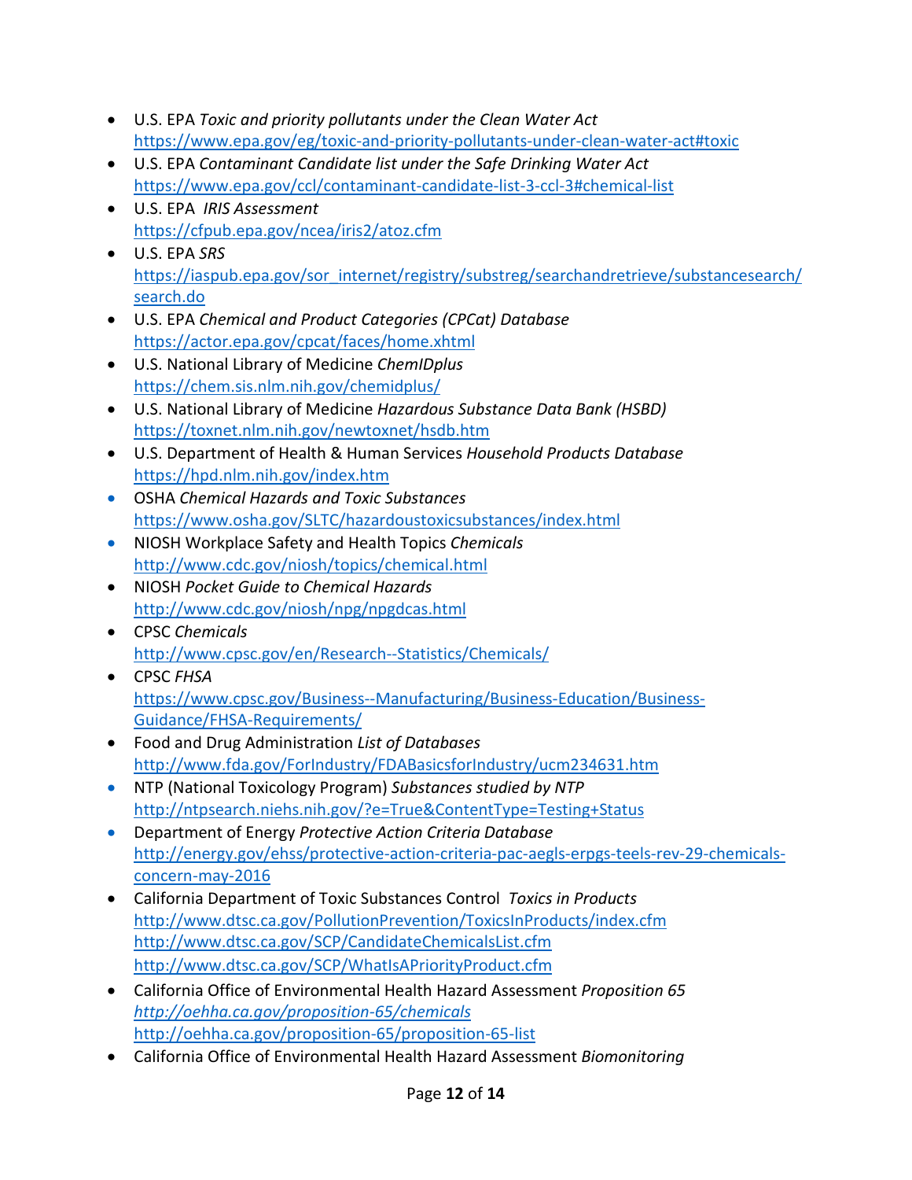- U.S. EPA *Toxic and priority pollutants under the Clean Water Act*
  https://www.epa.gov/eg/toxic-and-priority-pollutants-under-clean-water-act#toxic
- U.S. EPA *Contaminant Candidate list under the Safe Drinking Water Act*
  https://www.epa.gov/ccl/contaminant-candidate-list-3-ccl-3#chemical-list
- U.S. EPA *IRIS Assessment*
  https://cfpub.epa.gov/ncea/iris2/atoz.cfm
- U.S. EPA *SRS*
  https://iaspub.epa.gov/sor_internet/registry/substreg/searchandretrieve/substancesearch/search.do
- U.S. EPA *Chemical and Product Categories (CPCat) Database*
  https://actor.epa.gov/cpcat/faces/home.xhtml
- U.S. National Library of Medicine *ChemIDplus*
  https://chem.sis.nlm.nih.gov/chemidplus/
- U.S. National Library of Medicine *Hazardous Substance Data Bank (HSBD)*
  https://toxnet.nlm.nih.gov/newtoxnet/hsdb.htm
- U.S. Department of Health & Human Services *Household Products Database*
  https://hpd.nlm.nih.gov/index.htm
- OSHA *Chemical Hazards and Toxic Substances*
  https://www.osha.gov/SLTC/hazardoustoxicsubstances/index.html
- NIOSH Workplace Safety and Health Topics *Chemicals*
  http://www.cdc.gov/niosh/topics/chemical.html
- NIOSH *Pocket Guide to Chemical Hazards*
  http://www.cdc.gov/niosh/npg/npgdcas.html
- CPSC *Chemicals*
  http://www.cpsc.gov/en/Research--Statistics/Chemicals/
- CPSC *FHSA*
  https://www.cpsc.gov/Business--Manufacturing/Business-Education/Business-Guidance/FHSA-Requirements/
- Food and Drug Administration *List of Databases*
  http://www.fda.gov/ForIndustry/FDABasicsforIndustry/ucm234631.htm
- NTP (National Toxicology Program) *Substances studied by NTP*
  http://ntpsearch.niehs.nih.gov/?e=True&ContentType=Testing+Status
- Department of Energy *Protective Action Criteria Database*
  http://energy.gov/ehss/protective-action-criteria-pac-aegls-erpgs-teels-rev-29-chemicals-concern-may-2016
- California Department of Toxic Substances Control *Toxics in Products*
  http://www.dtsc.ca.gov/PollutionPrevention/ToxicsInProducts/index.cfm
  http://www.dtsc.ca.gov/SCP/CandidateChemicalsList.cfm
  http://www.dtsc.ca.gov/SCP/WhatIsAPriorityProduct.cfm
- California Office of Environmental Health Hazard Assessment *Proposition 65*
  *http://oehha.ca.gov/proposition-65/chemicals*
  http://oehha.ca.gov/proposition-65/proposition-65-list
- California Office of Environmental Health Hazard Assessment *Biomonitoring*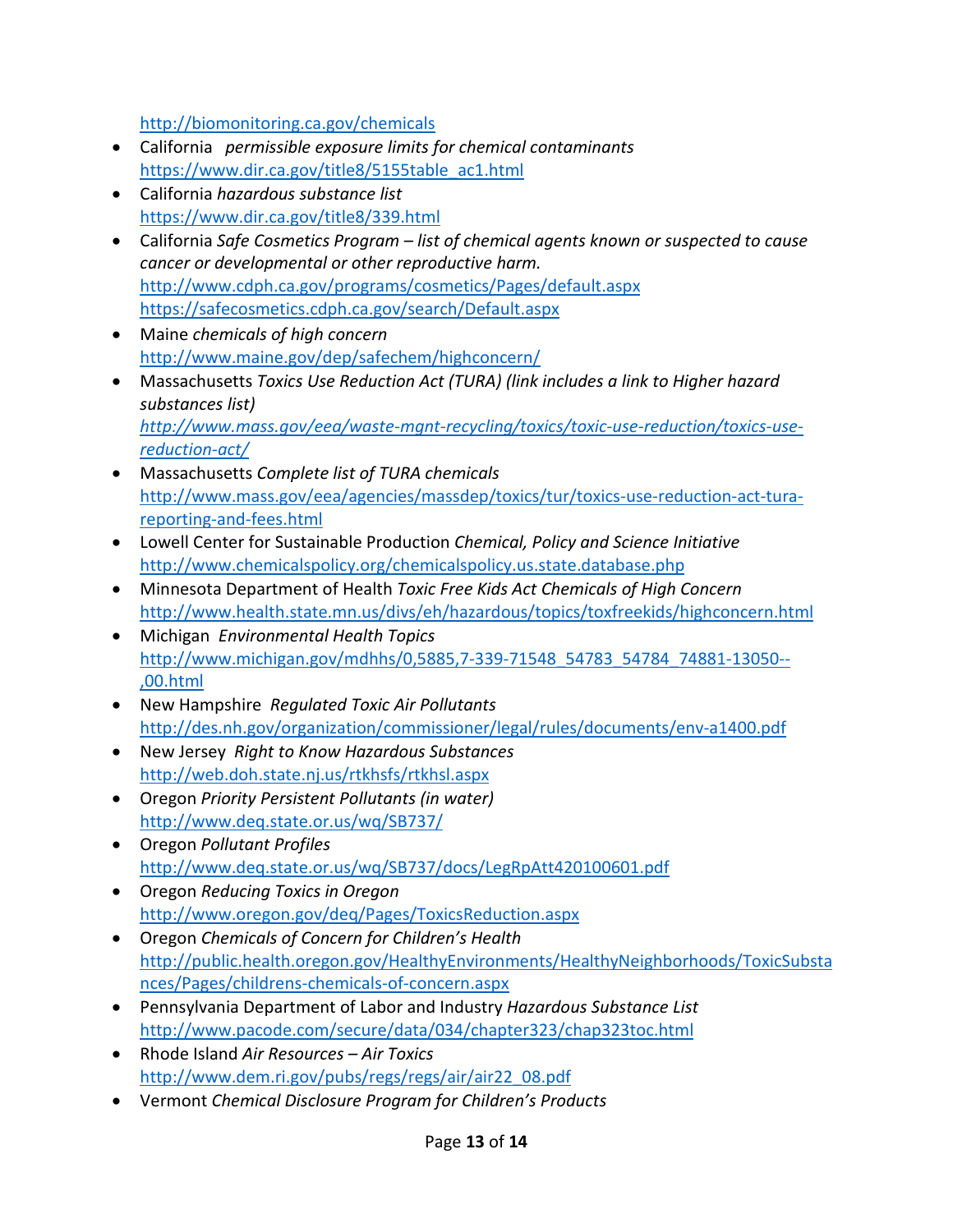http://biomonitoring.ca.gov/chemicals

- California *permissible exposure limits for chemical contaminants* https://www.dir.ca.gov/title8/5155table_ac1.html
- California *hazardous substance list* https://www.dir.ca.gov/title8/339.html
- California *Safe Cosmetics Program – list of chemical agents known or suspected to cause cancer or developmental or other reproductive harm.* http://www.cdph.ca.gov/programs/cosmetics/Pages/default.aspx https://safecosmetics.cdph.ca.gov/search/Default.aspx
- Maine *chemicals of high concern* http://www.maine.gov/dep/safechem/highconcern/
- Massachusetts *Toxics Use Reduction Act (TURA) (link includes a link to Higher hazard substances list)* *http://www.mass.gov/eea/waste-mgnt-recycling/toxics/toxic-use-reduction/toxics-use-reduction-act/*
- Massachusetts *Complete list of TURA chemicals* http://www.mass.gov/eea/agencies/massdep/toxics/tur/toxics-use-reduction-act-tura-reporting-and-fees.html
- Lowell Center for Sustainable Production *Chemical, Policy and Science Initiative* http://www.chemicalspolicy.org/chemicalspolicy.us.state.database.php
- Minnesota Department of Health *Toxic Free Kids Act Chemicals of High Concern* http://www.health.state.mn.us/divs/eh/hazardous/topics/toxfreekids/highconcern.html
- Michigan *Environmental Health Topics* http://www.michigan.gov/mdhhs/0,5885,7-339-71548_54783_54784_74881-13050--,00.html
- New Hampshire *Regulated Toxic Air Pollutants* http://des.nh.gov/organization/commissioner/legal/rules/documents/env-a1400.pdf
- New Jersey *Right to Know Hazardous Substances* http://web.doh.state.nj.us/rtkhsfs/rtkhsl.aspx
- Oregon *Priority Persistent Pollutants (in water)* http://www.deq.state.or.us/wq/SB737/
- Oregon *Pollutant Profiles* http://www.deq.state.or.us/wq/SB737/docs/LegRpAtt420100601.pdf
- Oregon *Reducing Toxics in Oregon* http://www.oregon.gov/deq/Pages/ToxicsReduction.aspx
- Oregon *Chemicals of Concern for Children's Health* http://public.health.oregon.gov/HealthyEnvironments/HealthyNeighborhoods/ToxicSubstances/Pages/childrens-chemicals-of-concern.aspx
- Pennsylvania Department of Labor and Industry *Hazardous Substance List* http://www.pacode.com/secure/data/034/chapter323/chap323toc.html
- Rhode Island *Air Resources – Air Toxics* http://www.dem.ri.gov/pubs/regs/regs/air/air22_08.pdf
- Vermont *Chemical Disclosure Program for Children's Products*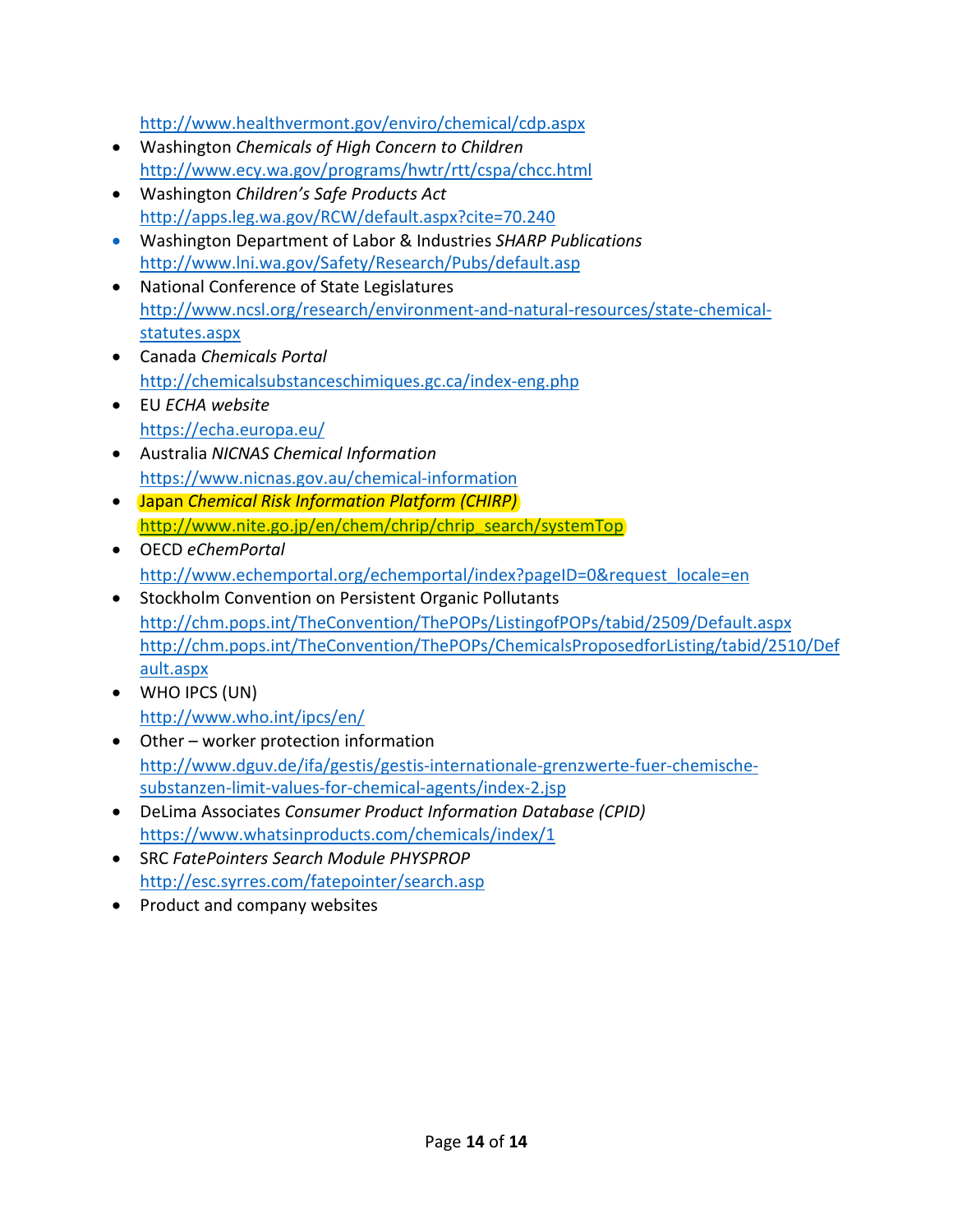http://www.healthvermont.gov/enviro/chemical/cdp.aspx

- Washington *Chemicals of High Concern to Children*
  http://www.ecy.wa.gov/programs/hwtr/rtt/cspa/chcc.html
- Washington *Children's Safe Products Act*
  http://apps.leg.wa.gov/RCW/default.aspx?cite=70.240
- Washington Department of Labor & Industries *SHARP Publications*
  http://www.lni.wa.gov/Safety/Research/Pubs/default.asp
- National Conference of State Legislatures
  http://www.ncsl.org/research/environment-and-natural-resources/state-chemical-statutes.aspx
- Canada *Chemicals Portal*
  http://chemicalsubstanceschimiques.gc.ca/index-eng.php
- EU *ECHA website*
  https://echa.europa.eu/
- Australia *NICNAS Chemical Information*
  https://www.nicnas.gov.au/chemical-information
- Japan *Chemical Risk Information Platform (CHIRP)*
  http://www.nite.go.jp/en/chem/chrip/chrip_search/systemTop
- OECD *eChemPortal*
  http://www.echemportal.org/echemportal/index?pageID=0&request_locale=en
- Stockholm Convention on Persistent Organic Pollutants
  http://chm.pops.int/TheConvention/ThePOPs/ListingofPOPs/tabid/2509/Default.aspx
  http://chm.pops.int/TheConvention/ThePOPs/ChemicalsProposedforListing/tabid/2510/Default.aspx
- WHO IPCS (UN)
  http://www.who.int/ipcs/en/
- Other – worker protection information
  http://www.dguv.de/ifa/gestis/gestis-internationale-grenzwerte-fuer-chemische-substanzen-limit-values-for-chemical-agents/index-2.jsp
- DeLima Associates *Consumer Product Information Database (CPID)*
  https://www.whatsinproducts.com/chemicals/index/1
- SRC *FatePointers Search Module PHYSPROP*
  http://esc.syrres.com/fatepointer/search.asp
- Product and company websites